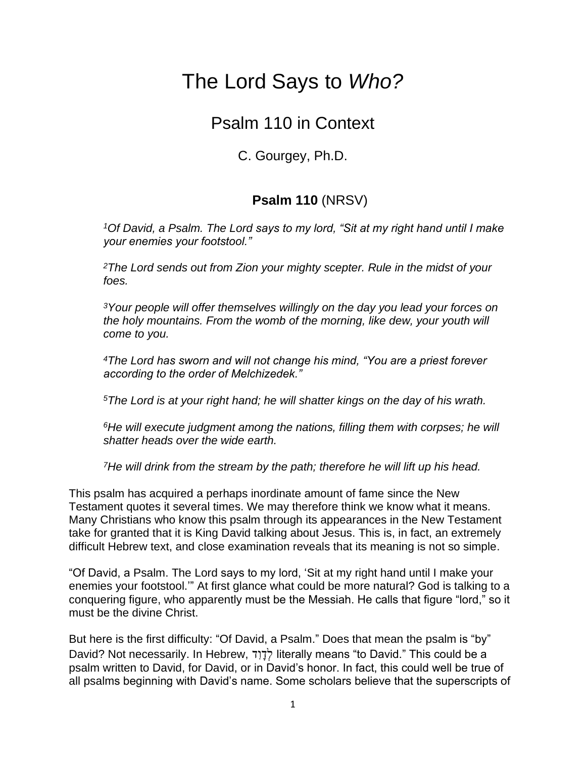# The Lord Says to *Who?*

## Psalm 110 in Context

C. Gourgey, Ph.D.

### **Psalm 110** (NRSV)

> *[1]Of David, a Psalm. The Lord says to my lord, "Sit at my right hand until I make your enemies your footstool."*
>
> *[2]The Lord sends out from Zion your mighty scepter. Rule in the midst of your foes.*
>
> *[3]Your people will offer themselves willingly on the day you lead your forces on the holy mountains. From the womb of the morning, like dew, your youth will come to you.*
>
> *[4]The Lord has sworn and will not change his mind, "You are a priest forever according to the order of Melchizedek."*
>
> *[5]The Lord is at your right hand; he will shatter kings on the day of his wrath.*
>
> *[6]He will execute judgment among the nations, filling them with corpses; he will shatter heads over the wide earth.*
>
> *[7]He will drink from the stream by the path; therefore he will lift up his head.*

This psalm has acquired a perhaps inordinate amount of fame since the New Testament quotes it several times. We may therefore think we know what it means. Many Christians who know this psalm through its appearances in the New Testament take for granted that it is King David talking about Jesus. This is, in fact, an extremely difficult Hebrew text, and close examination reveals that its meaning is not so simple.

"Of David, a Psalm. The Lord says to my lord, 'Sit at my right hand until I make your enemies your footstool.'" At first glance what could be more natural? God is talking to a conquering figure, who apparently must be the Messiah. He calls that figure "lord," so it must be the divine Christ.

But here is the first difficulty: "Of David, a Psalm." Does that mean the psalm is "by" David? Not necessarily. In Hebrew, לְדָוִד literally means "to David." This could be a psalm written to David, for David, or in David's honor. In fact, this could well be true of all psalms beginning with David's name. Some scholars believe that the superscripts of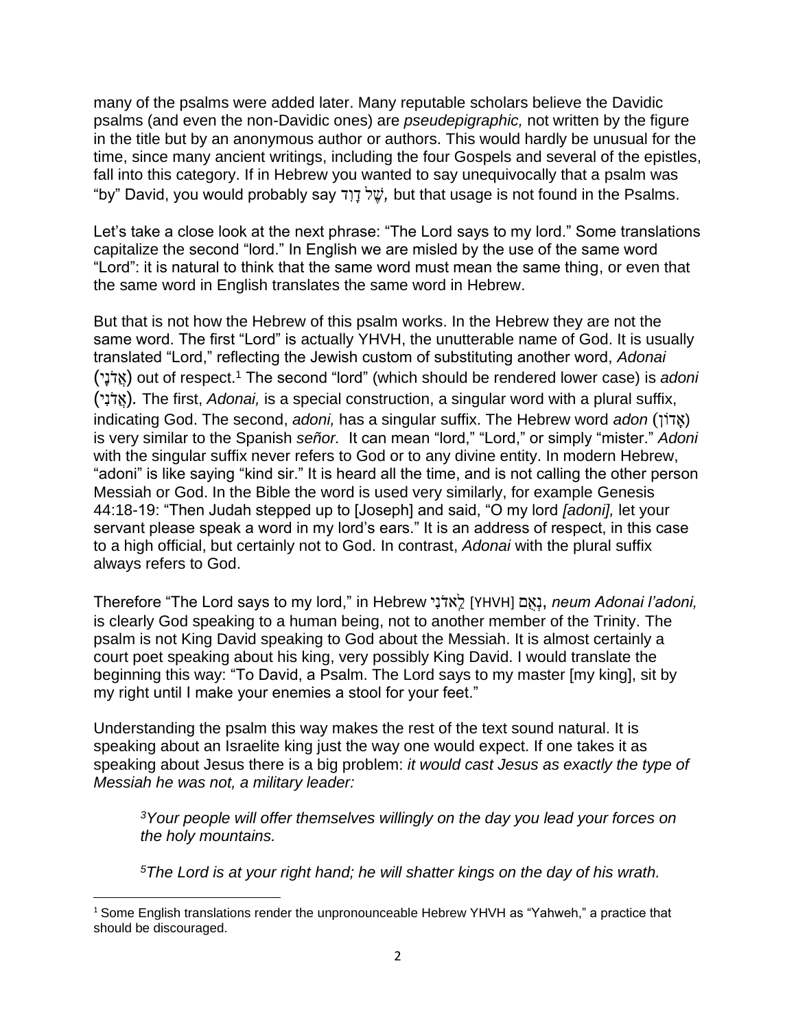many of the psalms were added later. Many reputable scholars believe the Davidic psalms (and even the non-Davidic ones) are *pseudepigraphic,* not written by the figure in the title but by an anonymous author or authors. This would hardly be unusual for the time, since many ancient writings, including the four Gospels and several of the epistles, fall into this category. If in Hebrew you wanted to say unequivocally that a psalm was "by" David, you would probably say שֶׁל דָוִד*,* but that usage is not found in the Psalms.

Let's take a close look at the next phrase: "The Lord says to my lord." Some translations capitalize the second "lord." In English we are misled by the use of the same word "Lord": it is natural to think that the same word must mean the same thing, or even that the same word in English translates the same word in Hebrew.

But that is not how the Hebrew of this psalm works. In the Hebrew they are not the same word. The first "Lord" is actually YHVH, the unutterable name of God. It is usually translated "Lord," reflecting the Jewish custom of substituting another word, *Adonai* (אֲדֹנָי) out of respect.[1] The second "lord" (which should be rendered lower case) is *adoni* (אֲדֹנִי)*.* The first, *Adonai,* is a special construction, a singular word with a plural suffix, indicating God. The second, *adoni,* has a singular suffix. The Hebrew word *adon* (אָדוֹן) is very similar to the Spanish *señor.* It can mean "lord," "Lord," or simply "mister." *Adoni* with the singular suffix never refers to God or to any divine entity. In modern Hebrew, "adoni" is like saying "kind sir." It is heard all the time, and is not calling the other person Messiah or God. In the Bible the word is used very similarly, for example Genesis 44:18-19: "Then Judah stepped up to [Joseph] and said, "O my lord *[adoni],* let your servant please speak a word in my lord's ears." It is an address of respect, in this case to a high official, but certainly not to God. In contrast, *Adonai* with the plural suffix always refers to God.

Therefore "The Lord says to my lord," in Hebrew נְאֻם [YHVH] לַאדֹנִי, *neum Adonai l'adoni,* is clearly God speaking to a human being, not to another member of the Trinity. The psalm is not King David speaking to God about the Messiah. It is almost certainly a court poet speaking about his king, very possibly King David. I would translate the beginning this way: "To David, a Psalm. The Lord says to my master [my king], sit by my right until I make your enemies a stool for your feet."

Understanding the psalm this way makes the rest of the text sound natural. It is speaking about an Israelite king just the way one would expect. If one takes it as speaking about Jesus there is a big problem: *it would cast Jesus as exactly the type of Messiah he was not, a military leader:*

> *3Your people will offer themselves willingly on the day you lead your forces on the holy mountains.*
>
> *5The Lord is at your right hand; he will shatter kings on the day of his wrath.*

[1] Some English translations render the unpronounceable Hebrew YHVH as "Yahweh," a practice that should be discouraged.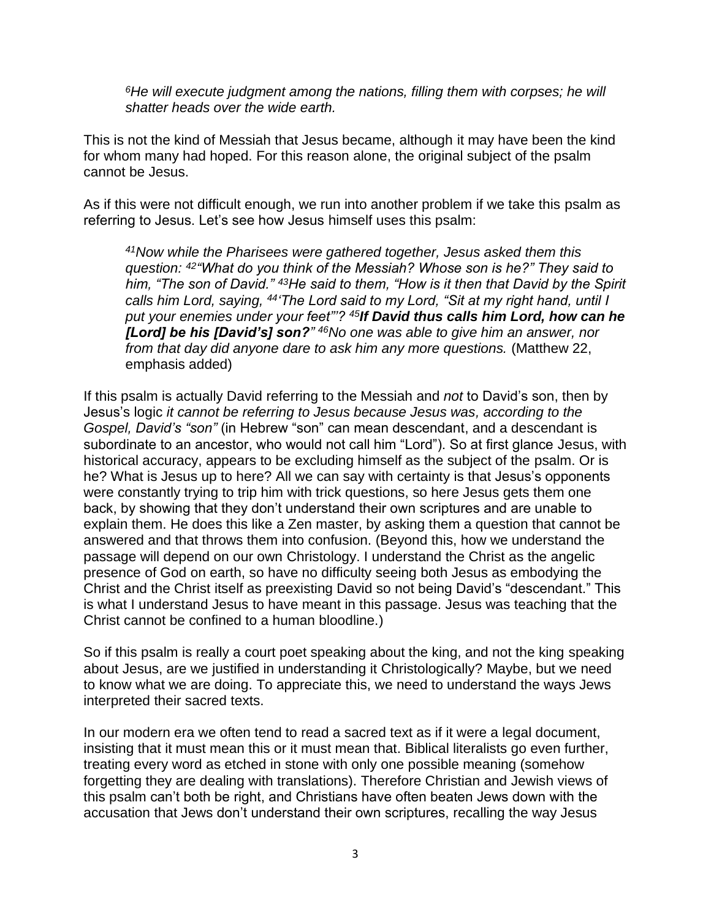> *[6]He will execute judgment among the nations, filling them with corpses; he will shatter heads over the wide earth.*

This is not the kind of Messiah that Jesus became, although it may have been the kind for whom many had hoped. For this reason alone, the original subject of the psalm cannot be Jesus.

As if this were not difficult enough, we run into another problem if we take this psalm as referring to Jesus. Let's see how Jesus himself uses this psalm:

> *[41]Now while the Pharisees were gathered together, Jesus asked them this question: [42]"What do you think of the Messiah? Whose son is he?" They said to him, "The son of David." [43]He said to them, "How is it then that David by the Spirit calls him Lord, saying, [44]'The Lord said to my Lord, "Sit at my right hand, until I put your enemies under your feet"'? [45]**If David thus calls him Lord, how can he [Lord] be his [David's] son?**" [46]No one was able to give him an answer, nor from that day did anyone dare to ask him any more questions.* (Matthew 22, emphasis added)

If this psalm is actually David referring to the Messiah and *not* to David's son, then by Jesus's logic *it cannot be referring to Jesus because Jesus was, according to the Gospel, David's "son"* (in Hebrew "son" can mean descendant, and a descendant is subordinate to an ancestor, who would not call him "Lord"). So at first glance Jesus, with historical accuracy, appears to be excluding himself as the subject of the psalm. Or is he? What is Jesus up to here? All we can say with certainty is that Jesus's opponents were constantly trying to trip him with trick questions, so here Jesus gets them one back, by showing that they don't understand their own scriptures and are unable to explain them. He does this like a Zen master, by asking them a question that cannot be answered and that throws them into confusion. (Beyond this, how we understand the passage will depend on our own Christology. I understand the Christ as the angelic presence of God on earth, so have no difficulty seeing both Jesus as embodying the Christ and the Christ itself as preexisting David so not being David's "descendant." This is what I understand Jesus to have meant in this passage. Jesus was teaching that the Christ cannot be confined to a human bloodline.)

So if this psalm is really a court poet speaking about the king, and not the king speaking about Jesus, are we justified in understanding it Christologically? Maybe, but we need to know what we are doing. To appreciate this, we need to understand the ways Jews interpreted their sacred texts.

In our modern era we often tend to read a sacred text as if it were a legal document, insisting that it must mean this or it must mean that. Biblical literalists go even further, treating every word as etched in stone with only one possible meaning (somehow forgetting they are dealing with translations). Therefore Christian and Jewish views of this psalm can't both be right, and Christians have often beaten Jews down with the accusation that Jews don't understand their own scriptures, recalling the way Jesus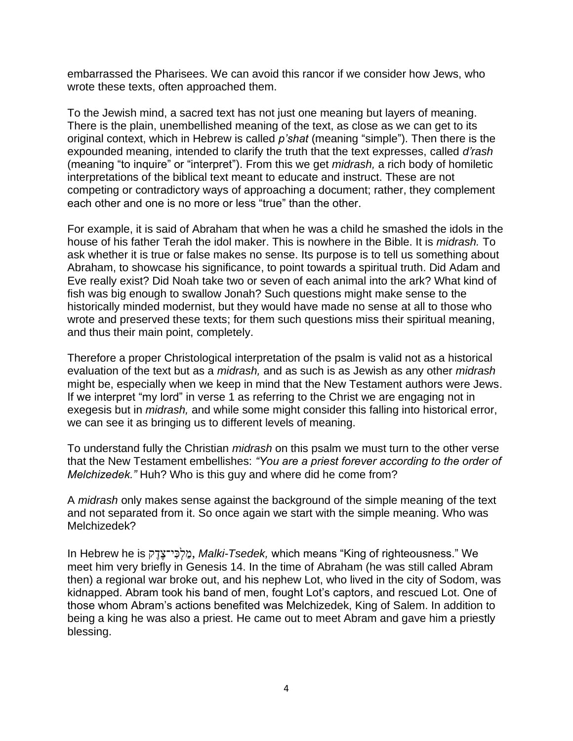embarrassed the Pharisees. We can avoid this rancor if we consider how Jews, who wrote these texts, often approached them.

To the Jewish mind, a sacred text has not just one meaning but layers of meaning. There is the plain, unembellished meaning of the text, as close as we can get to its original context, which in Hebrew is called *p'shat* (meaning "simple"). Then there is the expounded meaning, intended to clarify the truth that the text expresses, called *d'rash* (meaning "to inquire" or "interpret"). From this we get *midrash,* a rich body of homiletic interpretations of the biblical text meant to educate and instruct. These are not competing or contradictory ways of approaching a document; rather, they complement each other and one is no more or less "true" than the other.

For example, it is said of Abraham that when he was a child he smashed the idols in the house of his father Terah the idol maker. This is nowhere in the Bible. It is *midrash.* To ask whether it is true or false makes no sense. Its purpose is to tell us something about Abraham, to showcase his significance, to point towards a spiritual truth. Did Adam and Eve really exist? Did Noah take two or seven of each animal into the ark? What kind of fish was big enough to swallow Jonah? Such questions might make sense to the historically minded modernist, but they would have made no sense at all to those who wrote and preserved these texts; for them such questions miss their spiritual meaning, and thus their main point, completely.

Therefore a proper Christological interpretation of the psalm is valid not as a historical evaluation of the text but as a *midrash,* and as such is as Jewish as any other *midrash* might be, especially when we keep in mind that the New Testament authors were Jews. If we interpret "my lord" in verse 1 as referring to the Christ we are engaging not in exegesis but in *midrash,* and while some might consider this falling into historical error, we can see it as bringing us to different levels of meaning.

To understand fully the Christian *midrash* on this psalm we must turn to the other verse that the New Testament embellishes: *"You are a priest forever according to the order of Melchizedek."* Huh? Who is this guy and where did he come from?

A *midrash* only makes sense against the background of the simple meaning of the text and not separated from it. So once again we start with the simple meaning. Who was Melchizedek?

In Hebrew he is מַלְכִּי־צֶדֶק, *Malki-Tsedek,* which means "King of righteousness." We meet him very briefly in Genesis 14. In the time of Abraham (he was still called Abram then) a regional war broke out, and his nephew Lot, who lived in the city of Sodom, was kidnapped. Abram took his band of men, fought Lot's captors, and rescued Lot. One of those whom Abram's actions benefited was Melchizedek, King of Salem. In addition to being a king he was also a priest. He came out to meet Abram and gave him a priestly blessing.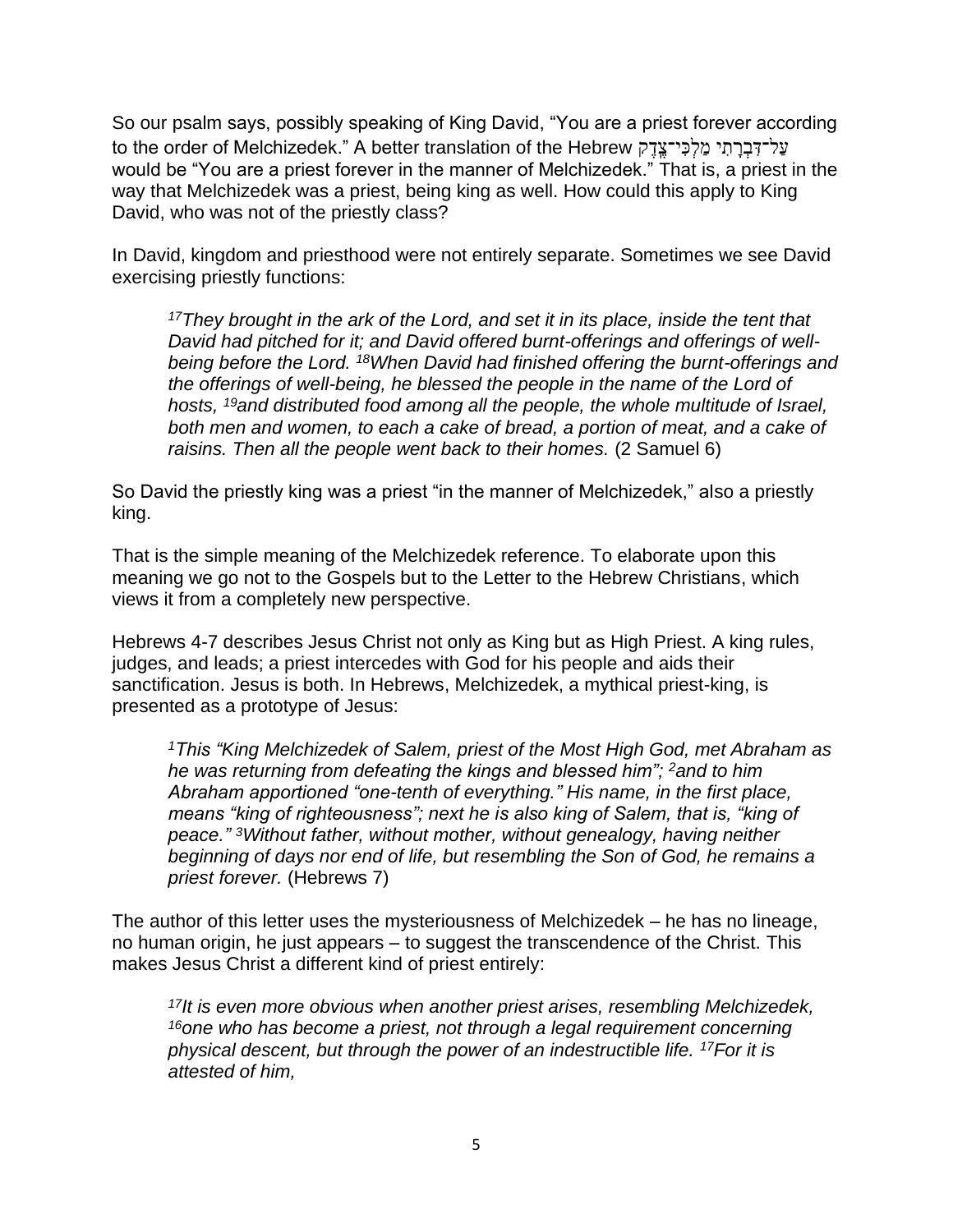So our psalm says, possibly speaking of King David, “You are a priest forever according to the order of Melchizedek.” A better translation of the Hebrew עַל־דִּבְרָתִי מַלְכִּי־צֶדֶק would be “You are a priest forever in the manner of Melchizedek.” That is, a priest in the way that Melchizedek was a priest, being king as well. How could this apply to King David, who was not of the priestly class?

In David, kingdom and priesthood were not entirely separate. Sometimes we see David exercising priestly functions:

> [17]*They brought in the ark of the Lord, and set it in its place, inside the tent that David had pitched for it; and David offered burnt-offerings and offerings of well-being before the Lord.* [18]*When David had finished offering the burnt-offerings and the offerings of well-being, he blessed the people in the name of the Lord of hosts,* [19]*and distributed food among all the people, the whole multitude of Israel, both men and women, to each a cake of bread, a portion of meat, and a cake of raisins. Then all the people went back to their homes.* (2 Samuel 6)

So David the priestly king was a priest “in the manner of Melchizedek,” also a priestly king.

That is the simple meaning of the Melchizedek reference. To elaborate upon this meaning we go not to the Gospels but to the Letter to the Hebrew Christians, which views it from a completely new perspective.

Hebrews 4-7 describes Jesus Christ not only as King but as High Priest. A king rules, judges, and leads; a priest intercedes with God for his people and aids their sanctification. Jesus is both. In Hebrews, Melchizedek, a mythical priest-king, is presented as a prototype of Jesus:

> [1]*This “King Melchizedek of Salem, priest of the Most High God, met Abraham as he was returning from defeating the kings and blessed him”;* [2]*and to him Abraham apportioned “one-tenth of everything.” His name, in the first place, means “king of righteousness”; next he is also king of Salem, that is, “king of peace.”* [3]*Without father, without mother, without genealogy, having neither beginning of days nor end of life, but resembling the Son of God, he remains a priest forever.* (Hebrews 7)

The author of this letter uses the mysteriousness of Melchizedek – he has no lineage, no human origin, he just appears – to suggest the transcendence of the Christ. This makes Jesus Christ a different kind of priest entirely:

> [17]*It is even more obvious when another priest arises, resembling Melchizedek,* [16]*one who has become a priest, not through a legal requirement concerning physical descent, but through the power of an indestructible life.* [17]*For it is attested of him,*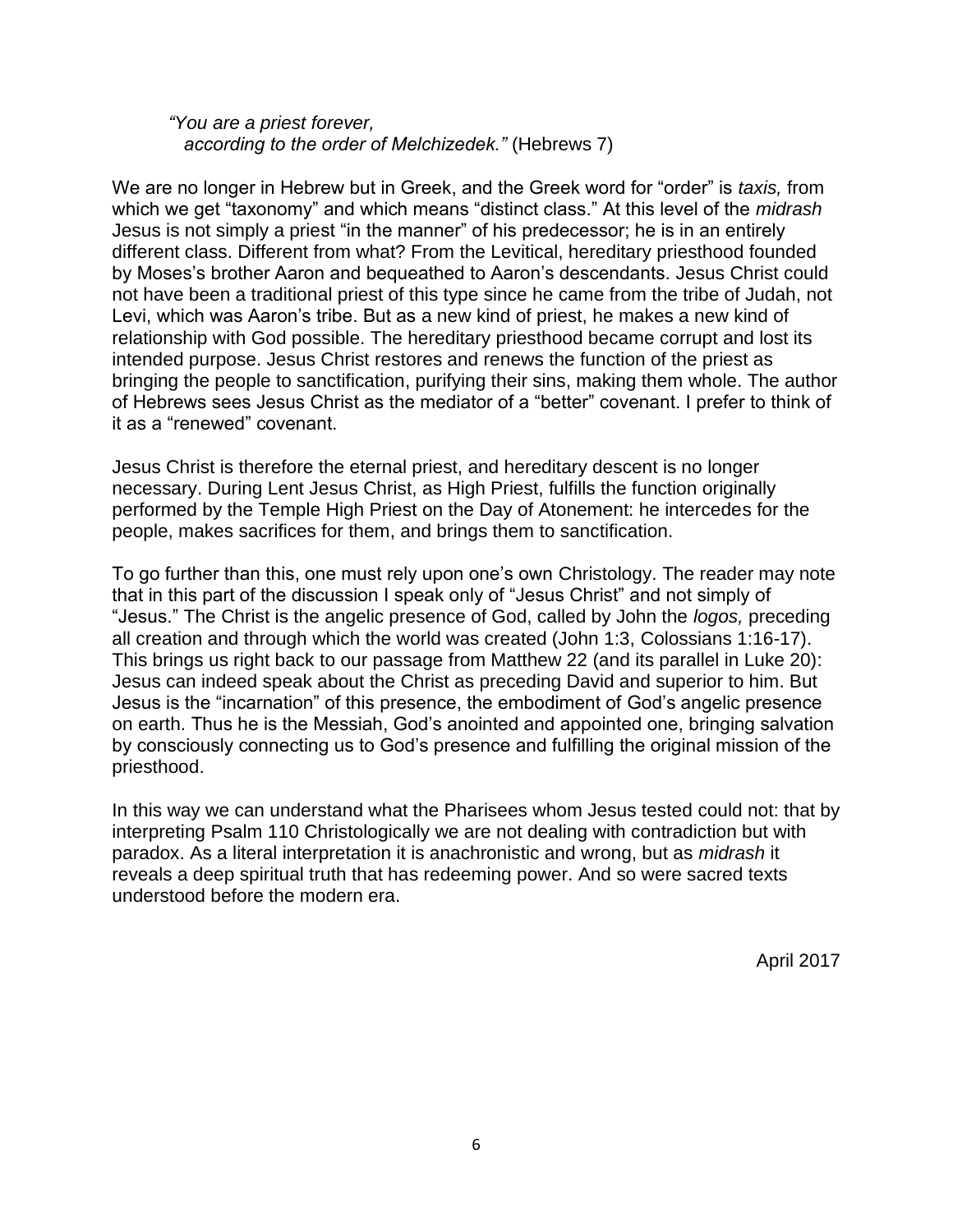> *"You are a priest forever,*
> *according to the order of Melchizedek."* (Hebrews 7)

We are no longer in Hebrew but in Greek, and the Greek word for "order" is *taxis,* from which we get "taxonomy" and which means "distinct class." At this level of the *midrash* Jesus is not simply a priest "in the manner" of his predecessor; he is in an entirely different class. Different from what? From the Levitical, hereditary priesthood founded by Moses's brother Aaron and bequeathed to Aaron's descendants. Jesus Christ could not have been a traditional priest of this type since he came from the tribe of Judah, not Levi, which was Aaron's tribe. But as a new kind of priest, he makes a new kind of relationship with God possible. The hereditary priesthood became corrupt and lost its intended purpose. Jesus Christ restores and renews the function of the priest as bringing the people to sanctification, purifying their sins, making them whole. The author of Hebrews sees Jesus Christ as the mediator of a "better" covenant. I prefer to think of it as a "renewed" covenant.

Jesus Christ is therefore the eternal priest, and hereditary descent is no longer necessary. During Lent Jesus Christ, as High Priest, fulfills the function originally performed by the Temple High Priest on the Day of Atonement: he intercedes for the people, makes sacrifices for them, and brings them to sanctification.

To go further than this, one must rely upon one's own Christology. The reader may note that in this part of the discussion I speak only of "Jesus Christ" and not simply of "Jesus." The Christ is the angelic presence of God, called by John the *logos,* preceding all creation and through which the world was created (John 1:3, Colossians 1:16-17). This brings us right back to our passage from Matthew 22 (and its parallel in Luke 20): Jesus can indeed speak about the Christ as preceding David and superior to him. But Jesus is the "incarnation" of this presence, the embodiment of God's angelic presence on earth. Thus he is the Messiah, God's anointed and appointed one, bringing salvation by consciously connecting us to God's presence and fulfilling the original mission of the priesthood.

In this way we can understand what the Pharisees whom Jesus tested could not: that by interpreting Psalm 110 Christologically we are not dealing with contradiction but with paradox. As a literal interpretation it is anachronistic and wrong, but as *midrash* it reveals a deep spiritual truth that has redeeming power. And so were sacred texts understood before the modern era.

April 2017